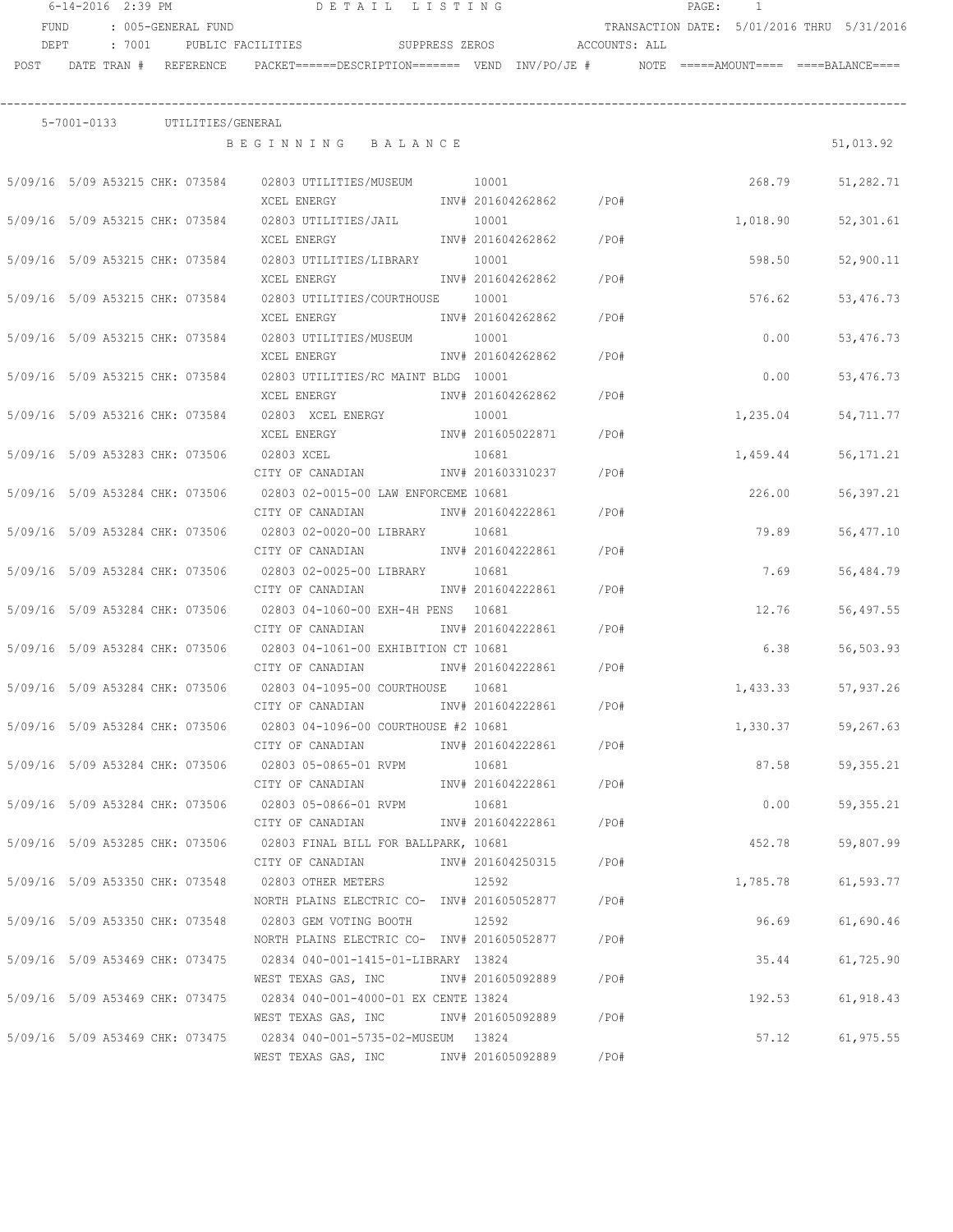6-14-2016 2:39 PM DETAIL LISTING

FUND : 005-GENERAL FUND TRANSACTION DATE: 5/01/2016 THRU 5/31/2016

DEPT : 7001 PUBLIC FACILITIES SUPPRESS ZEROS ACCOUNTS: ALL

| POST | DATE | TRAN # | REFERENCE | PACKET======DESCRIPTION======= | VEND | INV/PO/JE # | NOTE | =====AMOUNT==== | ====BALANCE==== |
|---|---|---|---|---|---|---|---|---|---|
| 5-7001-0133 | | | UTILITIES/GENERAL | | | | | | |
| | | | | BEGINNING BALANCE | | | | | 51,013.92 |
| 5/09/16 | 5/09 | A53215 | CHK: 073584 | 02803 UTILITIES/MUSEUM<br>XCEL ENERGY | 10001 | INV# 201604262862 /PO# | | 268.79 | 51,282.71 |
| 5/09/16 | 5/09 | A53215 | CHK: 073584 | 02803 UTILITIES/JAIL<br>XCEL ENERGY | 10001 | INV# 201604262862 /PO# | | 1,018.90 | 52,301.61 |
| 5/09/16 | 5/09 | A53215 | CHK: 073584 | 02803 UTILITIES/LIBRARY<br>XCEL ENERGY | 10001 | INV# 201604262862 /PO# | | 598.50 | 52,900.11 |
| 5/09/16 | 5/09 | A53215 | CHK: 073584 | 02803 UTILITIES/COURTHOUSE<br>XCEL ENERGY | 10001 | INV# 201604262862 /PO# | | 576.62 | 53,476.73 |
| 5/09/16 | 5/09 | A53215 | CHK: 073584 | 02803 UTILITIES/MUSEUM<br>XCEL ENERGY | 10001 | INV# 201604262862 /PO# | | 0.00 | 53,476.73 |
| 5/09/16 | 5/09 | A53215 | CHK: 073584 | 02803 UTILITIES/RC MAINT BLDG<br>XCEL ENERGY | 10001 | INV# 201604262862 /PO# | | 0.00 | 53,476.73 |
| 5/09/16 | 5/09 | A53216 | CHK: 073584 | 02803 XCEL ENERGY<br>XCEL ENERGY | 10001 | INV# 201605022871 /PO# | | 1,235.04 | 54,711.77 |
| 5/09/16 | 5/09 | A53283 | CHK: 073506 | 02803 XCEL<br>CITY OF CANADIAN | 10681 | INV# 201603310237 /PO# | | 1,459.44 | 56,171.21 |
| 5/09/16 | 5/09 | A53284 | CHK: 073506 | 02803 02-0015-00 LAW ENFORCEME<br>CITY OF CANADIAN | 10681 | INV# 201604222861 /PO# | | 226.00 | 56,397.21 |
| 5/09/16 | 5/09 | A53284 | CHK: 073506 | 02803 02-0020-00 LIBRARY<br>CITY OF CANADIAN | 10681 | INV# 201604222861 /PO# | | 79.89 | 56,477.10 |
| 5/09/16 | 5/09 | A53284 | CHK: 073506 | 02803 02-0025-00 LIBRARY<br>CITY OF CANADIAN | 10681 | INV# 201604222861 /PO# | | 7.69 | 56,484.79 |
| 5/09/16 | 5/09 | A53284 | CHK: 073506 | 02803 04-1060-00 EXH-4H PENS<br>CITY OF CANADIAN | 10681 | INV# 201604222861 /PO# | | 12.76 | 56,497.55 |
| 5/09/16 | 5/09 | A53284 | CHK: 073506 | 02803 04-1061-00 EXHIBITION CT<br>CITY OF CANADIAN | 10681 | INV# 201604222861 /PO# | | 6.38 | 56,503.93 |
| 5/09/16 | 5/09 | A53284 | CHK: 073506 | 02803 04-1095-00 COURTHOUSE<br>CITY OF CANADIAN | 10681 | INV# 201604222861 /PO# | | 1,433.33 | 57,937.26 |
| 5/09/16 | 5/09 | A53284 | CHK: 073506 | 02803 04-1096-00 COURTHOUSE #2<br>CITY OF CANADIAN | 10681 | INV# 201604222861 /PO# | | 1,330.37 | 59,267.63 |
| 5/09/16 | 5/09 | A53284 | CHK: 073506 | 02803 05-0865-01 RVPM<br>CITY OF CANADIAN | 10681 | INV# 201604222861 /PO# | | 87.58 | 59,355.21 |
| 5/09/16 | 5/09 | A53284 | CHK: 073506 | 02803 05-0866-01 RVPM<br>CITY OF CANADIAN | 10681 | INV# 201604222861 /PO# | | 0.00 | 59,355.21 |
| 5/09/16 | 5/09 | A53285 | CHK: 073506 | 02803 FINAL BILL FOR BALLPARK,<br>CITY OF CANADIAN | 10681 | INV# 201604250315 /PO# | | 452.78 | 59,807.99 |
| 5/09/16 | 5/09 | A53350 | CHK: 073548 | 02803 OTHER METERS<br>NORTH PLAINS ELECTRIC CO- | 12592 | INV# 201605052877 /PO# | | 1,785.78 | 61,593.77 |
| 5/09/16 | 5/09 | A53350 | CHK: 073548 | 02803 GEM VOTING BOOTH<br>NORTH PLAINS ELECTRIC CO- | 12592 | INV# 201605052877 /PO# | | 96.69 | 61,690.46 |
| 5/09/16 | 5/09 | A53469 | CHK: 073475 | 02834 040-001-1415-01-LIBRARY<br>WEST TEXAS GAS, INC | 13824 | INV# 201605092889 /PO# | | 35.44 | 61,725.90 |
| 5/09/16 | 5/09 | A53469 | CHK: 073475 | 02834 040-001-4000-01 EX CENTE<br>WEST TEXAS GAS, INC | 13824 | INV# 201605092889 /PO# | | 192.53 | 61,918.43 |
| 5/09/16 | 5/09 | A53469 | CHK: 073475 | 02834 040-001-5735-02-MUSEUM<br>WEST TEXAS GAS, INC | 13824 | INV# 201605092889 /PO# | | 57.12 | 61,975.55 |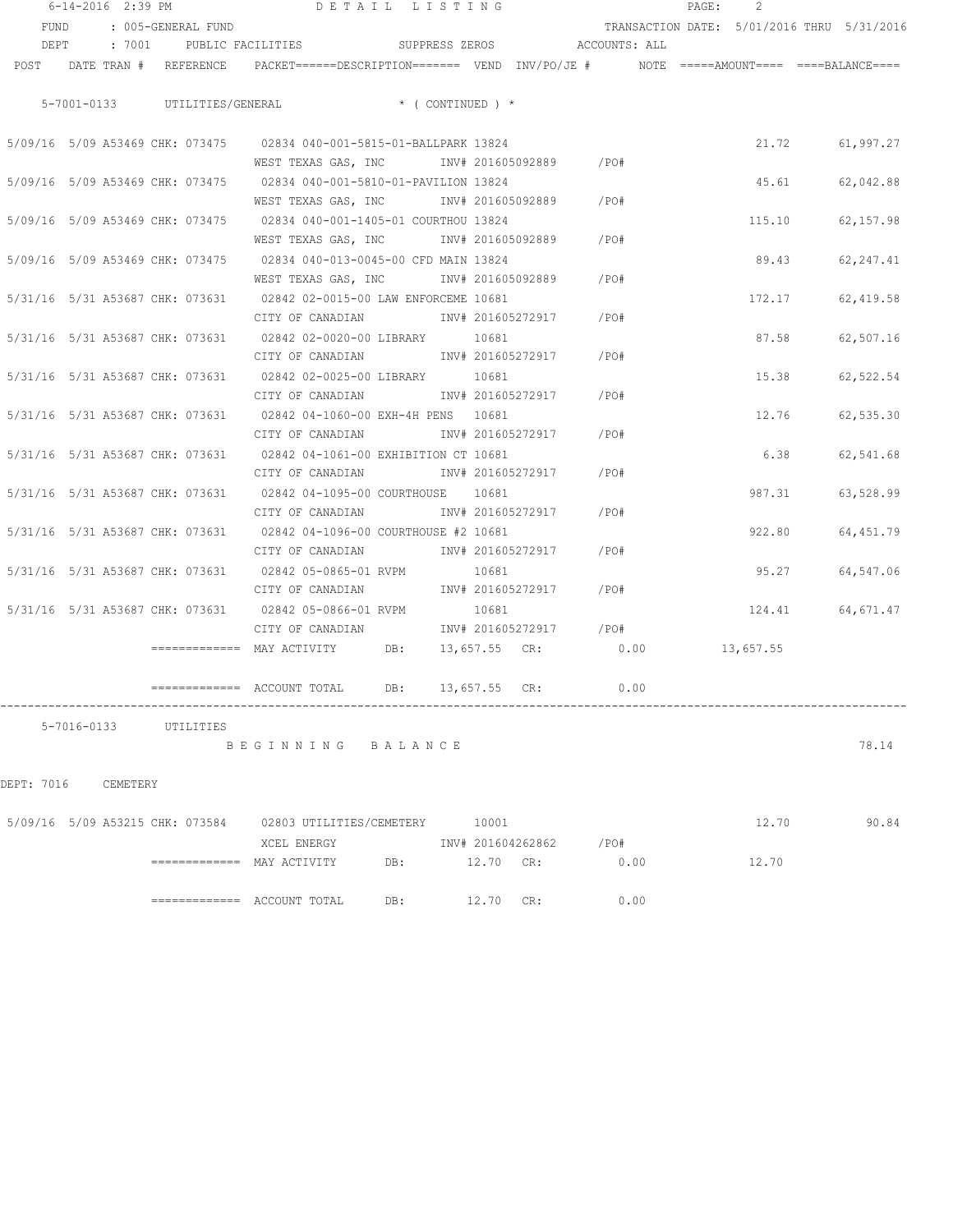FUND : 005-GENERAL FUND TRANSACTION DATE: 5/01/2016 THRU 5/31/2016

DEPT : 7001 PUBLIC FACILITIES SUPPRESS ZEROS ACCOUNTS: ALL

| POST | DATE TRAN # | REFERENCE | PACKET======DESCRIPTION======= VEND INV/PO/JE # | NOTE | =====AMOUNT==== | ====BALANCE==== |
|---|---|---|---|---|---|---|
| | | | **5-7001-0133 UTILITIES/GENERAL * ( CONTINUED ) *** | | | |
| 5/09/16 | 5/09 A53469 | CHK: 073475 | 02834 040-001-5815-01-BALLPARK 13824 | | 21.72 | 61,997.27 |
| | | | WEST TEXAS GAS, INC INV# 201605092889 /PO# | | | |
| 5/09/16 | 5/09 A53469 | CHK: 073475 | 02834 040-001-5810-01-PAVILION 13824 | | 45.61 | 62,042.88 |
| | | | WEST TEXAS GAS, INC INV# 201605092889 /PO# | | | |
| 5/09/16 | 5/09 A53469 | CHK: 073475 | 02834 040-001-1405-01 COURTHOU 13824 | | 115.10 | 62,157.98 |
| | | | WEST TEXAS GAS, INC INV# 201605092889 /PO# | | | |
| 5/09/16 | 5/09 A53469 | CHK: 073475 | 02834 040-013-0045-00 CFD MAIN 13824 | | 89.43 | 62,247.41 |
| | | | WEST TEXAS GAS, INC INV# 201605092889 /PO# | | | |
| 5/31/16 | 5/31 A53687 | CHK: 073631 | 02842 02-0015-00 LAW ENFORCEME 10681 | | 172.17 | 62,419.58 |
| | | | CITY OF CANADIAN INV# 201605272917 /PO# | | | |
| 5/31/16 | 5/31 A53687 | CHK: 073631 | 02842 02-0020-00 LIBRARY 10681 | | 87.58 | 62,507.16 |
| | | | CITY OF CANADIAN INV# 201605272917 /PO# | | | |
| 5/31/16 | 5/31 A53687 | CHK: 073631 | 02842 02-0025-00 LIBRARY 10681 | | 15.38 | 62,522.54 |
| | | | CITY OF CANADIAN INV# 201605272917 /PO# | | | |
| 5/31/16 | 5/31 A53687 | CHK: 073631 | 02842 04-1060-00 EXH-4H PENS 10681 | | 12.76 | 62,535.30 |
| | | | CITY OF CANADIAN INV# 201605272917 /PO# | | | |
| 5/31/16 | 5/31 A53687 | CHK: 073631 | 02842 04-1061-00 EXHIBITION CT 10681 | | 6.38 | 62,541.68 |
| | | | CITY OF CANADIAN INV# 201605272917 /PO# | | | |
| 5/31/16 | 5/31 A53687 | CHK: 073631 | 02842 04-1095-00 COURTHOUSE 10681 | | 987.31 | 63,528.99 |
| | | | CITY OF CANADIAN INV# 201605272917 /PO# | | | |
| 5/31/16 | 5/31 A53687 | CHK: 073631 | 02842 04-1096-00 COURTHOUSE #2 10681 | | 922.80 | 64,451.79 |
| | | | CITY OF CANADIAN INV# 201605272917 /PO# | | | |
| 5/31/16 | 5/31 A53687 | CHK: 073631 | 02842 05-0865-01 RVPM 10681 | | 95.27 | 64,547.06 |
| | | | CITY OF CANADIAN INV# 201605272917 /PO# | | | |
| 5/31/16 | 5/31 A53687 | CHK: 073631 | 02842 05-0866-01 RVPM 10681 | | 124.41 | 64,671.47 |
| | | | CITY OF CANADIAN INV# 201605272917 /PO# | | | |
| | | ============= | MAY ACTIVITY DB: 13,657.55 CR: | 0.00 | 13,657.55 | |
| | | ============= | ACCOUNT TOTAL DB: 13,657.55 CR: | 0.00 | | |

| POST | DATE TRAN # | REFERENCE | PACKET======DESCRIPTION======= VEND INV/PO/JE # | NOTE | =====AMOUNT==== | ====BALANCE==== |
|---|---|---|---|---|---|---|
| | | | **5-7016-0133 UTILITIES** | | | |
| | | | B E G I N N I N G B A L A N C E | | | 78.14 |
| | | | **DEPT: 7016 CEMETERY** | | | |
| 5/09/16 | 5/09 A53215 | CHK: 073584 | 02803 UTILITIES/CEMETERY 10001 | | 12.70 | 90.84 |
| | | | XCEL ENERGY INV# 201604262862 /PO# | | | |
| | | ============= | MAY ACTIVITY DB: 12.70 CR: | 0.00 | 12.70 | |
| | | ============= | ACCOUNT TOTAL DB: 12.70 CR: | 0.00 | | |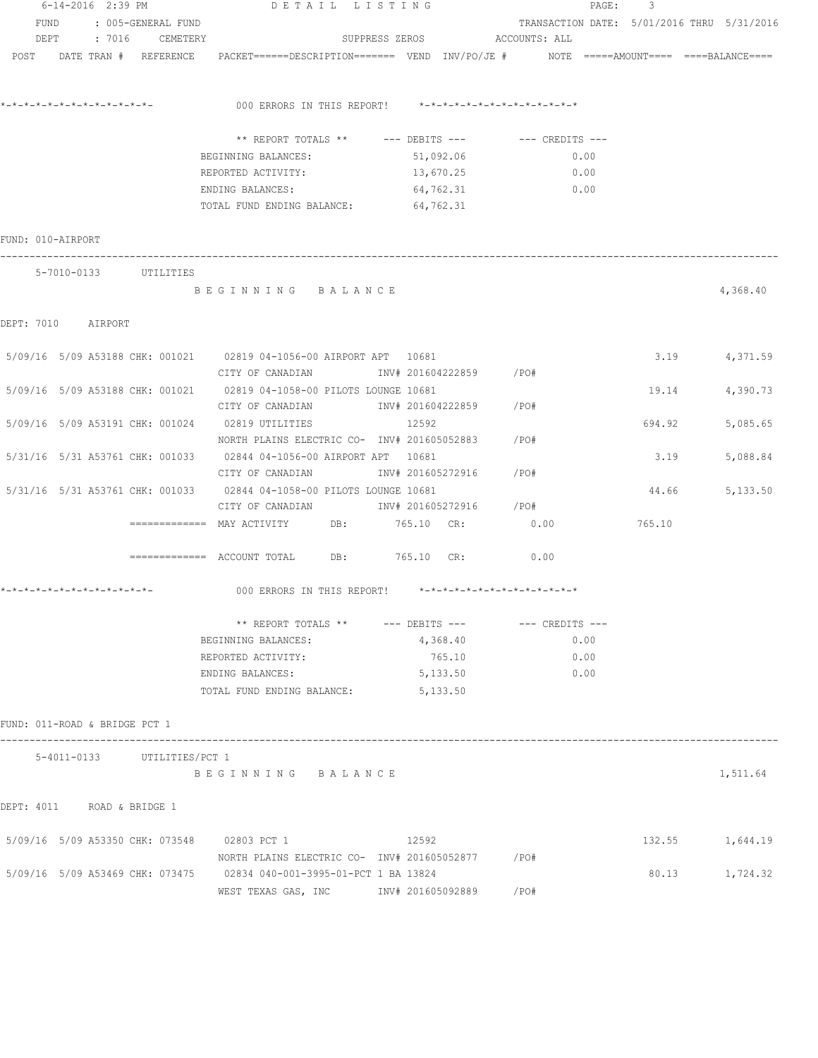6-14-2016 2:39 PM — DETAIL LISTING

FUND : 005-GENERAL FUND — TRANSACTION DATE: 5/01/2016 THRU 5/31/2016

DEPT : 7016 CEMETERY — SUPPRESS ZEROS — ACCOUNTS: ALL

POST DATE TRAN # REFERENCE PACKET======DESCRIPTION======= VEND INV/PO/JE # NOTE =====AMOUNT==== ====BALANCE====

*-*-*-*-*-*-*-*-*-*-*-*-*-*- 000 ERRORS IN THIS REPORT! *-*-*-*-*-*-*-*-*-*-*-*-*-*-*

| ** REPORT TOTALS ** | --- DEBITS --- | --- CREDITS --- |
|---|---|---|
| BEGINNING BALANCES: | 51,092.06 | 0.00 |
| REPORTED ACTIVITY: | 13,670.25 | 0.00 |
| ENDING BALANCES: | 64,762.31 | 0.00 |
| TOTAL FUND ENDING BALANCE: | 64,762.31 | |

FUND: 010-AIRPORT

5-7010-0133 UTILITIES

B E G I N N I N G B A L A N C E — 4,368.40

DEPT: 7010 AIRPORT

| POST | DATE | TRAN # | REFERENCE | PACKET | DESCRIPTION | VEND | INV/PO/JE # | AMOUNT | BALANCE |
|---|---|---|---|---|---|---|---|---|---|
| 5/09/16 | 5/09 | A53188 | CHK: 001021 | 02819 | 04-1056-00 AIRPORT APT / CITY OF CANADIAN | 10681 | INV# 201604222859 /PO# | 3.19 | 4,371.59 |
| 5/09/16 | 5/09 | A53188 | CHK: 001021 | 02819 | 04-1058-00 PILOTS LOUNGE / CITY OF CANADIAN | 10681 | INV# 201604222859 /PO# | 19.14 | 4,390.73 |
| 5/09/16 | 5/09 | A53191 | CHK: 001024 | 02819 | UTILITIES / NORTH PLAINS ELECTRIC CO- | 12592 | INV# 201605052883 /PO# | 694.92 | 5,085.65 |
| 5/31/16 | 5/31 | A53761 | CHK: 001033 | 02844 | 04-1056-00 AIRPORT APT / CITY OF CANADIAN | 10681 | INV# 201605272916 /PO# | 3.19 | 5,088.84 |
| 5/31/16 | 5/31 | A53761 | CHK: 001033 | 02844 | 04-1058-00 PILOTS LOUNGE / CITY OF CANADIAN | 10681 | INV# 201605272916 /PO# | 44.66 | 5,133.50 |

============= MAY ACTIVITY DB: 765.10 CR: 0.00 765.10

============= ACCOUNT TOTAL DB: 765.10 CR: 0.00

*-*-*-*-*-*-*-*-*-*-*-*-*-*- 000 ERRORS IN THIS REPORT! *-*-*-*-*-*-*-*-*-*-*-*-*-*-*

| ** REPORT TOTALS ** | --- DEBITS --- | --- CREDITS --- |
|---|---|---|
| BEGINNING BALANCES: | 4,368.40 | 0.00 |
| REPORTED ACTIVITY: | 765.10 | 0.00 |
| ENDING BALANCES: | 5,133.50 | 0.00 |
| TOTAL FUND ENDING BALANCE: | 5,133.50 | |

FUND: 011-ROAD & BRIDGE PCT 1

5-4011-0133 UTILITIES/PCT 1

B E G I N N I N G B A L A N C E — 1,511.64

DEPT: 4011 ROAD & BRIDGE 1

| POST | DATE | TRAN # | REFERENCE | PACKET | DESCRIPTION | VEND | INV/PO/JE # | AMOUNT | BALANCE |
|---|---|---|---|---|---|---|---|---|---|
| 5/09/16 | 5/09 | A53350 | CHK: 073548 | 02803 | PCT 1 / NORTH PLAINS ELECTRIC CO- | 12592 | INV# 201605052877 /PO# | 132.55 | 1,644.19 |
| 5/09/16 | 5/09 | A53469 | CHK: 073475 | 02834 | 040-001-3995-01-PCT 1 BA / WEST TEXAS GAS, INC | 13824 | INV# 201605092889 /PO# | 80.13 | 1,724.32 |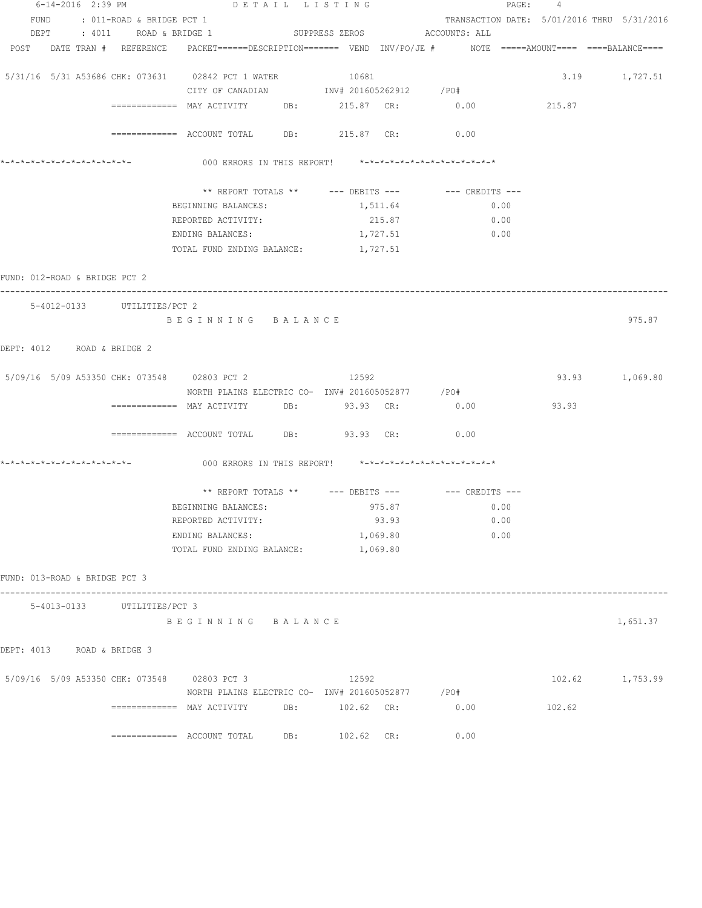6-14-2016 2:39 PM DETAIL LISTING

FUND : 011-ROAD & BRIDGE PCT 1 TRANSACTION DATE: 5/01/2016 THRU 5/31/2016

DEPT : 4011 ROAD & BRIDGE 1 SUPPRESS ZEROS ACCOUNTS: ALL

```
POST    DATE TRAN #  REFERENCE    PACKET======DESCRIPTION======= VEND  INV/PO/JE #        NOTE =====AMOUNT==== ====BALANCE====

5/31/16  5/31 A53686 CHK: 073631    02842 PCT 1 WATER              10681                                  3.19        1,727.51
                                    CITY OF CANADIAN           INV# 201605262912      /PO#
                     ============= MAY ACTIVITY      DB:        215.87  CR:           0.00           215.87

                     ============= ACCOUNT TOTAL     DB:        215.87  CR:           0.00

*-*-*-*-*-*-*-*-*-*-*-*-*-            000 ERRORS IN THIS REPORT!    *-*-*-*-*-*-*-*-*-*-*-*-*-*

                              ** REPORT TOTALS **      --- DEBITS ---        --- CREDITS ---
                              BEGINNING BALANCES:            1,511.64                0.00
                              REPORTED ACTIVITY:               215.87                0.00
                              ENDING BALANCES:               1,727.51                0.00
                              TOTAL FUND ENDING BALANCE:     1,727.51

FUND: 012-ROAD & BRIDGE PCT 2
-------------------------------------------------------------------------------------------------------------------------------
   5-4012-0133        UTILITIES/PCT 2
                              B E G I N N I N G   B A L A N C E                                                      975.87

DEPT: 4012    ROAD & BRIDGE 2

5/09/16  5/09 A53350 CHK: 073548    02803 PCT 2                    12592                                 93.93        1,069.80
                                    NORTH PLAINS ELECTRIC CO-  INV# 201605052877      /PO#
                     ============= MAY ACTIVITY      DB:         93.93  CR:           0.00            93.93

                     ============= ACCOUNT TOTAL     DB:         93.93  CR:           0.00

*-*-*-*-*-*-*-*-*-*-*-*-*-            000 ERRORS IN THIS REPORT!    *-*-*-*-*-*-*-*-*-*-*-*-*-*

                              ** REPORT TOTALS **      --- DEBITS ---        --- CREDITS ---
                              BEGINNING BALANCES:              975.87                0.00
                              REPORTED ACTIVITY:                93.93                0.00
                              ENDING BALANCES:               1,069.80                0.00
                              TOTAL FUND ENDING BALANCE:     1,069.80

FUND: 013-ROAD & BRIDGE PCT 3
-------------------------------------------------------------------------------------------------------------------------------
   5-4013-0133        UTILITIES/PCT 3
                              B E G I N N I N G   B A L A N C E                                                    1,651.37

DEPT: 4013    ROAD & BRIDGE 3

5/09/16  5/09 A53350 CHK: 073548    02803 PCT 3                    12592                                102.62        1,753.99
                                    NORTH PLAINS ELECTRIC CO-  INV# 201605052877      /PO#
                     ============= MAY ACTIVITY      DB:        102.62  CR:           0.00           102.62

                     ============= ACCOUNT TOTAL     DB:        102.62  CR:           0.00
```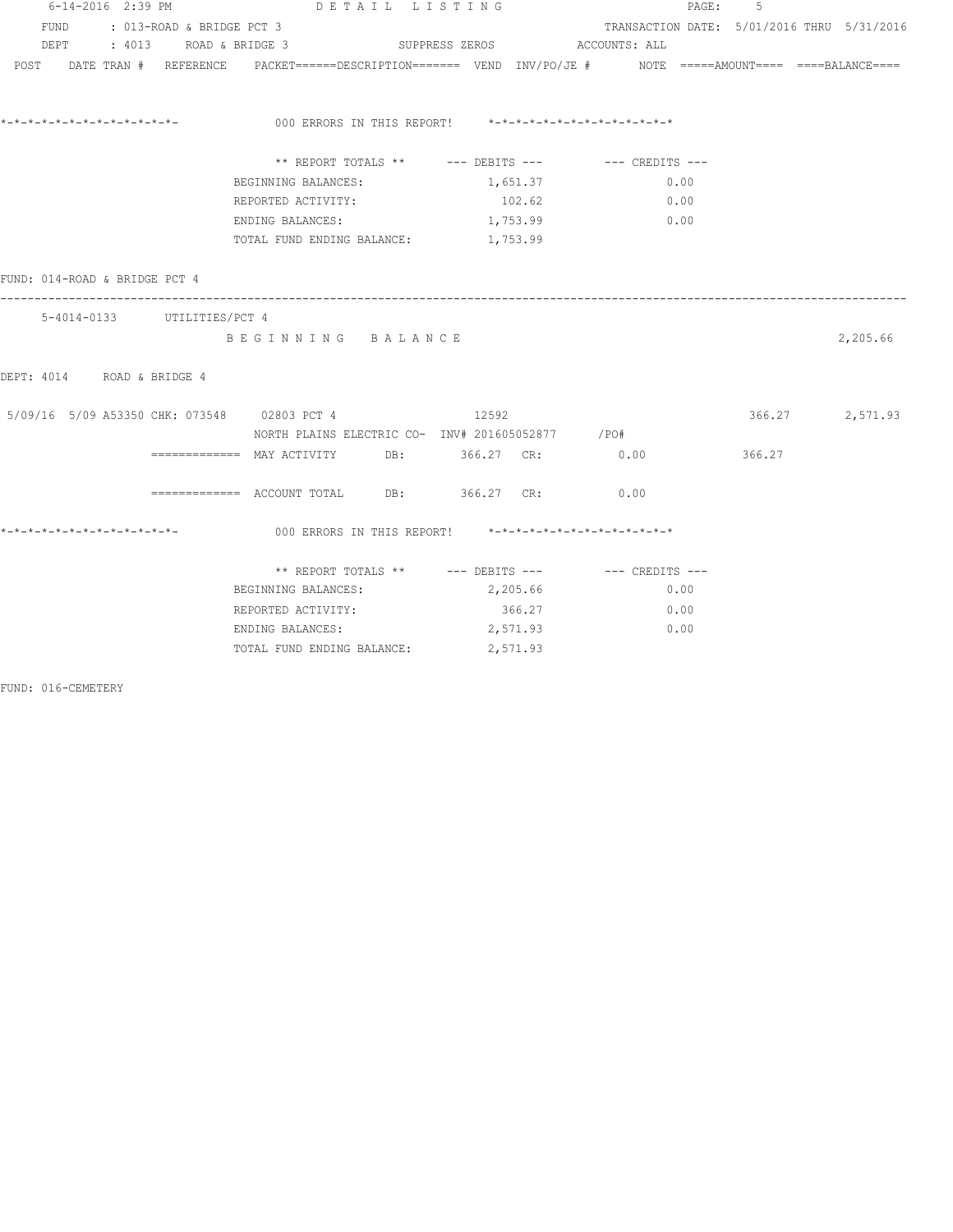6-14-2016 2:39 PM DETAIL LISTING
FUND : 013-ROAD & BRIDGE PCT 3 TRANSACTION DATE: 5/01/2016 THRU 5/31/2016
DEPT : 4013 ROAD & BRIDGE 3 SUPPRESS ZEROS ACCOUNTS: ALL

POST DATE TRAN # REFERENCE PACKET======DESCRIPTION======= VEND INV/PO/JE # NOTE =====AMOUNT==== ====BALANCE====

*-*-*-*-*-*-*-*-*-*-*-*-*-*- 000 ERRORS IN THIS REPORT! *-*-*-*-*-*-*-*-*-*-*-*-*-*

| ** REPORT TOTALS ** | --- DEBITS --- | --- CREDITS --- |
|---|---|---|
| BEGINNING BALANCES: | 1,651.37 | 0.00 |
| REPORTED ACTIVITY: | 102.62 | 0.00 |
| ENDING BALANCES: | 1,753.99 | 0.00 |
| TOTAL FUND ENDING BALANCE: | 1,753.99 | |

FUND: 014-ROAD & BRIDGE PCT 4

5-4014-0133 UTILITIES/PCT 4

B E G I N N I N G B A L A N C E 2,205.66

DEPT: 4014 ROAD & BRIDGE 4

5/09/16 5/09 A53350 CHK: 073548 02803 PCT 4 12592 366.27 2,571.93
NORTH PLAINS ELECTRIC CO- INV# 201605052877 /PO#

============= MAY ACTIVITY DB: 366.27 CR: 0.00 366.27

============= ACCOUNT TOTAL DB: 366.27 CR: 0.00

*-*-*-*-*-*-*-*-*-*-*-*-*-*- 000 ERRORS IN THIS REPORT! *-*-*-*-*-*-*-*-*-*-*-*-*-*

| ** REPORT TOTALS ** | --- DEBITS --- | --- CREDITS --- |
|---|---|---|
| BEGINNING BALANCES: | 2,205.66 | 0.00 |
| REPORTED ACTIVITY: | 366.27 | 0.00 |
| ENDING BALANCES: | 2,571.93 | 0.00 |
| TOTAL FUND ENDING BALANCE: | 2,571.93 | |

FUND: 016-CEMETERY